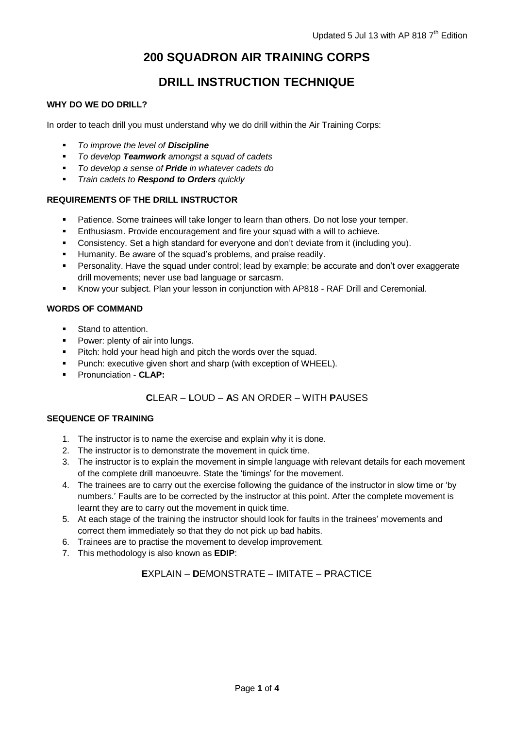Updated 5 Jul 13 with AP 818 7th Edition

# 200 SQUADRON AIR TRAINING CORPS

# DRILL INSTRUCTION TECHNIQUE

### WHY DO WE DO DRILL?

In order to teach drill you must understand why we do drill within the Air Training Corps:

- *To improve the level of **Discipline***
- *To develop **Teamwork** amongst a squad of cadets*
- *To develop a sense of **Pride** in whatever cadets do*
- *Train cadets to **Respond to Orders** quickly*

### REQUIREMENTS OF THE DRILL INSTRUCTOR

- Patience. Some trainees will take longer to learn than others. Do not lose your temper.
- Enthusiasm. Provide encouragement and fire your squad with a will to achieve.
- Consistency. Set a high standard for everyone and don't deviate from it (including you).
- Humanity. Be aware of the squad's problems, and praise readily.
- Personality. Have the squad under control; lead by example; be accurate and don't over exaggerate drill movements; never use bad language or sarcasm.
- Know your subject. Plan your lesson in conjunction with AP818 - RAF Drill and Ceremonial.

### WORDS OF COMMAND

- Stand to attention.
- Power: plenty of air into lungs.
- Pitch: hold your head high and pitch the words over the squad.
- Punch: executive given short and sharp (with exception of WHEEL).
- Pronunciation - **CLAP:**

**C**LEAR – **L**OUD – **A**S AN ORDER – WITH **P**AUSES

### SEQUENCE OF TRAINING

1. The instructor is to name the exercise and explain why it is done.
2. The instructor is to demonstrate the movement in quick time.
3. The instructor is to explain the movement in simple language with relevant details for each movement of the complete drill manoeuvre. State the 'timings' for the movement.
4. The trainees are to carry out the exercise following the guidance of the instructor in slow time or 'by numbers.' Faults are to be corrected by the instructor at this point. After the complete movement is learnt they are to carry out the movement in quick time.
5. At each stage of the training the instructor should look for faults in the trainees' movements and correct them immediately so that they do not pick up bad habits.
6. Trainees are to practise the movement to develop improvement.
7. This methodology is also known as **EDIP**:

**E**XPLAIN – **D**EMONSTRATE – **I**MITATE – **P**RACTICE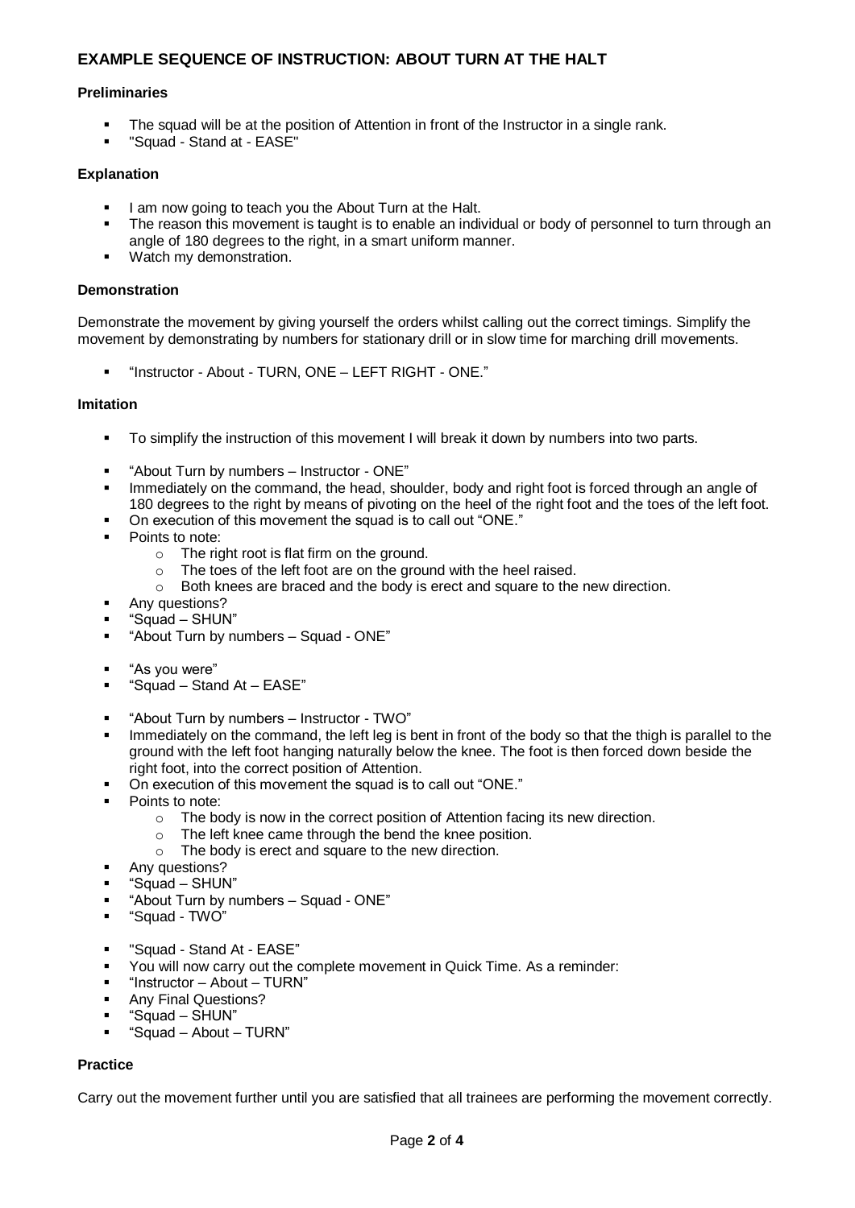## EXAMPLE SEQUENCE OF INSTRUCTION: ABOUT TURN AT THE HALT

### Preliminaries

- The squad will be at the position of Attention in front of the Instructor in a single rank.
- "Squad - Stand at - EASE"

### Explanation

- I am now going to teach you the About Turn at the Halt.
- The reason this movement is taught is to enable an individual or body of personnel to turn through an angle of 180 degrees to the right, in a smart uniform manner.
- Watch my demonstration.

### Demonstration

Demonstrate the movement by giving yourself the orders whilst calling out the correct timings. Simplify the movement by demonstrating by numbers for stationary drill or in slow time for marching drill movements.

- "Instructor - About - TURN, ONE – LEFT RIGHT - ONE."

### Imitation

- To simplify the instruction of this movement I will break it down by numbers into two parts.

- "About Turn by numbers – Instructor - ONE"
- Immediately on the command, the head, shoulder, body and right foot is forced through an angle of 180 degrees to the right by means of pivoting on the heel of the right foot and the toes of the left foot.
- On execution of this movement the squad is to call out "ONE."
- Points to note:
  - The right root is flat firm on the ground.
  - The toes of the left foot are on the ground with the heel raised.
  - Both knees are braced and the body is erect and square to the new direction.
- Any questions?
- "Squad – SHUN"
- "About Turn by numbers – Squad - ONE"

- "As you were"
- "Squad – Stand At – EASE"

- "About Turn by numbers – Instructor - TWO"
- Immediately on the command, the left leg is bent in front of the body so that the thigh is parallel to the ground with the left foot hanging naturally below the knee. The foot is then forced down beside the right foot, into the correct position of Attention.
- On execution of this movement the squad is to call out "ONE."
- Points to note:
  - The body is now in the correct position of Attention facing its new direction.
  - The left knee came through the bend the knee position.
  - The body is erect and square to the new direction.
- Any questions?
- "Squad – SHUN"
- "About Turn by numbers – Squad - ONE"
- "Squad - TWO"

- "Squad - Stand At - EASE"
- You will now carry out the complete movement in Quick Time. As a reminder:
- "Instructor – About – TURN"
- Any Final Questions?
- "Squad – SHUN"
- "Squad – About – TURN"

### Practice

Carry out the movement further until you are satisfied that all trainees are performing the movement correctly.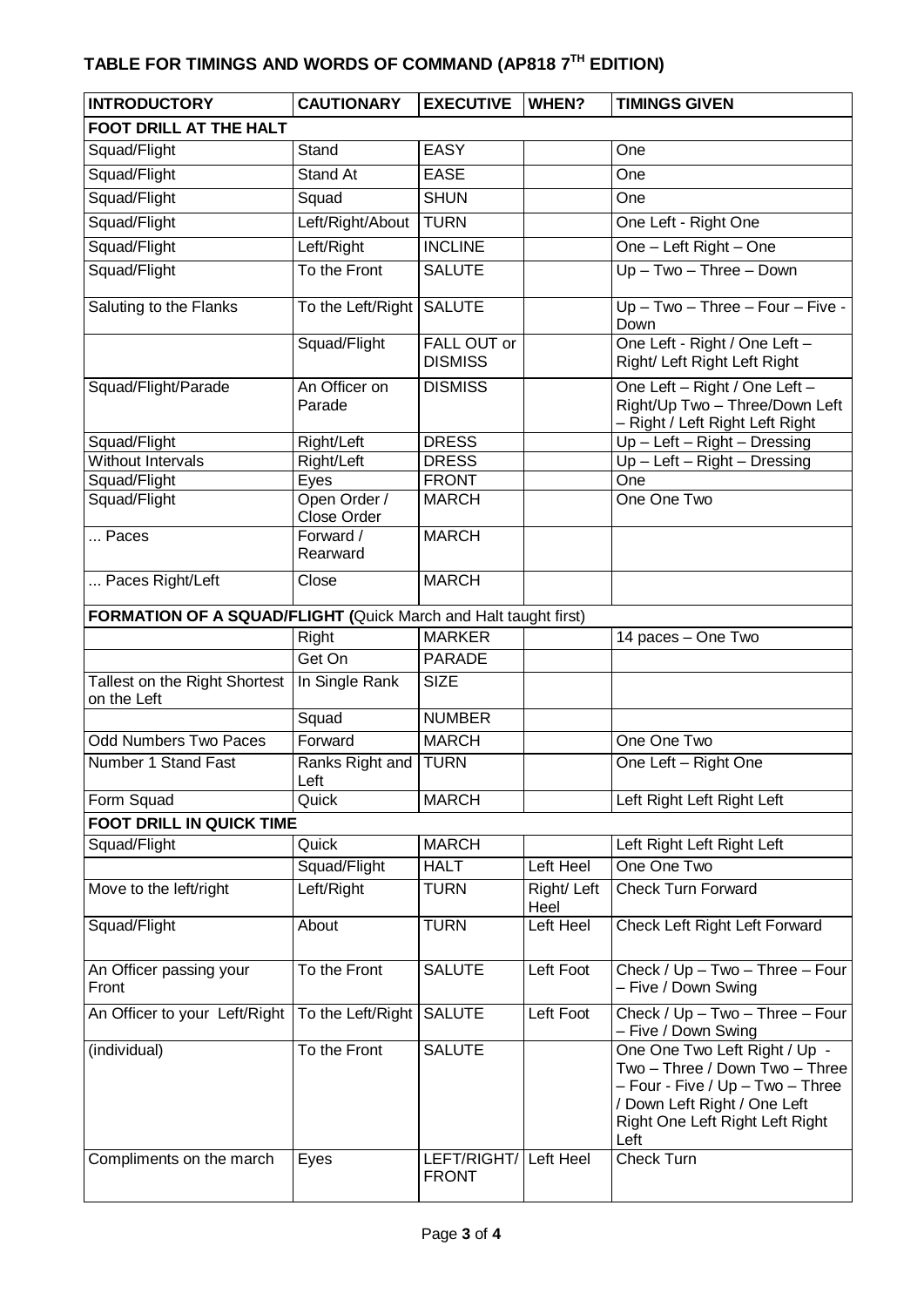## TABLE FOR TIMINGS AND WORDS OF COMMAND (AP818 7TH EDITION)

| INTRODUCTORY | CAUTIONARY | EXECUTIVE | WHEN? | TIMINGS GIVEN |
|---|---|---|---|---|
| **FOOT DRILL AT THE HALT** | | | | |
| Squad/Flight | Stand | EASY | | One |
| Squad/Flight | Stand At | EASE | | One |
| Squad/Flight | Squad | SHUN | | One |
| Squad/Flight | Left/Right/About | TURN | | One Left - Right One |
| Squad/Flight | Left/Right | INCLINE | | One – Left Right – One |
| Squad/Flight | To the Front | SALUTE | | Up – Two – Three – Down |
| Saluting to the Flanks | To the Left/Right | SALUTE | | Up – Two – Three – Four – Five - Down |
| | Squad/Flight | FALL OUT or DISMISS | | One Left - Right / One Left – Right/ Left Right Left Right |
| Squad/Flight/Parade | An Officer on Parade | DISMISS | | One Left – Right / One Left – Right/Up Two – Three/Down Left – Right / Left Right Left Right |
| Squad/Flight | Right/Left | DRESS | | Up – Left – Right – Dressing |
| Without Intervals | Right/Left | DRESS | | Up – Left – Right – Dressing |
| Squad/Flight | Eyes | FRONT | | One |
| Squad/Flight | Open Order / Close Order | MARCH | | One One Two |
| ... Paces | Forward / Rearward | MARCH | | |
| ... Paces Right/Left | Close | MARCH | | |
| **FORMATION OF A SQUAD/FLIGHT (**Quick March and Halt taught first) | | | | |
| | Right | MARKER | | 14 paces – One Two |
| | Get On | PARADE | | |
| Tallest on the Right Shortest on the Left | In Single Rank | SIZE | | |
| | Squad | NUMBER | | |
| Odd Numbers Two Paces | Forward | MARCH | | One One Two |
| Number 1 Stand Fast | Ranks Right and Left | TURN | | One Left – Right One |
| Form Squad | Quick | MARCH | | Left Right Left Right Left |
| **FOOT DRILL IN QUICK TIME** | | | | |
| Squad/Flight | Quick | MARCH | | Left Right Left Right Left |
| | Squad/Flight | HALT | Left Heel | One One Two |
| Move to the left/right | Left/Right | TURN | Right/ Left Heel | Check Turn Forward |
| Squad/Flight | About | TURN | Left Heel | Check Left Right Left Forward |
| An Officer passing your Front | To the Front | SALUTE | Left Foot | Check / Up – Two – Three – Four – Five / Down Swing |
| An Officer to your Left/Right | To the Left/Right | SALUTE | Left Foot | Check / Up – Two – Three – Four – Five / Down Swing |
| (individual) | To the Front | SALUTE | | One One Two Left Right / Up - Two – Three / Down Two – Three – Four - Five / Up – Two – Three / Down Left Right / One Left Right One Left Right Left Right Left |
| Compliments on the march | Eyes | LEFT/RIGHT/ FRONT | Left Heel | Check Turn |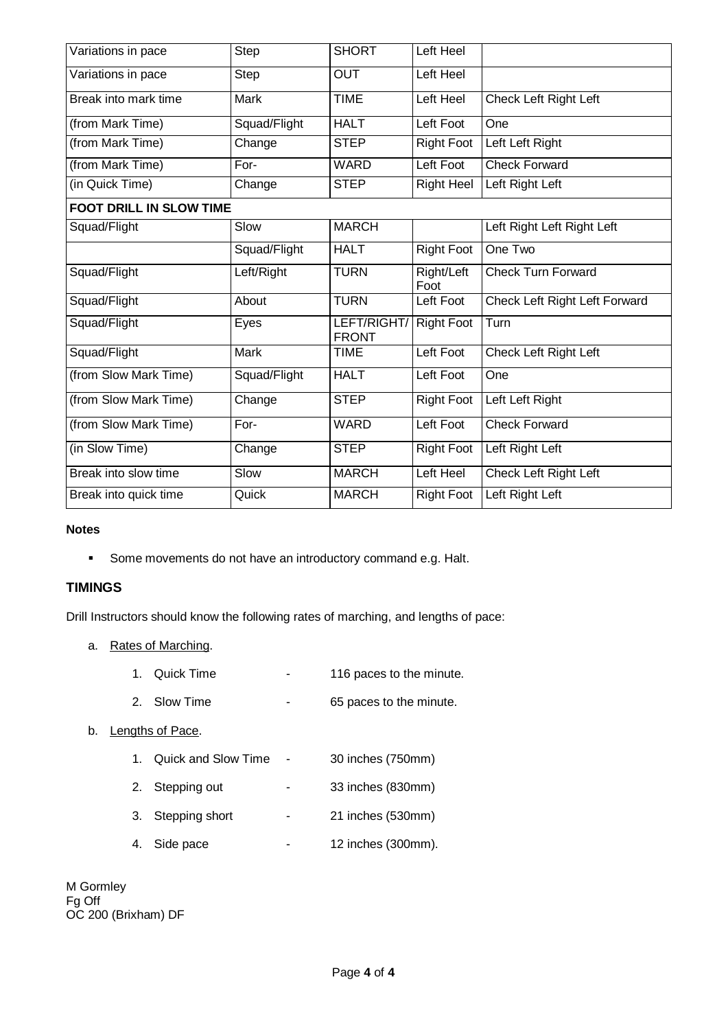| | | | | |
|---|---|---|---|---|
| Variations in pace | Step | SHORT | Left Heel | |
| Variations in pace | Step | OUT | Left Heel | |
| Break into mark time | Mark | TIME | Left Heel | Check Left Right Left |
| (from Mark Time) | Squad/Flight | HALT | Left Foot | One |
| (from Mark Time) | Change | STEP | Right Foot | Left Left Right |
| (from Mark Time) | For- | WARD | Left Foot | Check Forward |
| (in Quick Time) | Change | STEP | Right Heel | Left Right Left |
| **FOOT DRILL IN SLOW TIME** | | | | |
| Squad/Flight | Slow | MARCH | | Left Right Left Right Left |
| | Squad/Flight | HALT | Right Foot | One Two |
| Squad/Flight | Left/Right | TURN | Right/Left Foot | Check Turn Forward |
| Squad/Flight | About | TURN | Left Foot | Check Left Right Left Forward |
| Squad/Flight | Eyes | LEFT/RIGHT/ FRONT | Right Foot | Turn |
| Squad/Flight | Mark | TIME | Left Foot | Check Left Right Left |
| (from Slow Mark Time) | Squad/Flight | HALT | Left Foot | One |
| (from Slow Mark Time) | Change | STEP | Right Foot | Left Left Right |
| (from Slow Mark Time) | For- | WARD | Left Foot | Check Forward |
| (in Slow Time) | Change | STEP | Right Foot | Left Right Left |
| Break into slow time | Slow | MARCH | Left Heel | Check Left Right Left |
| Break into quick time | Quick | MARCH | Right Foot | Left Right Left |

**Notes**

- Some movements do not have an introductory command e.g. Halt.

## TIMINGS

Drill Instructors should know the following rates of marching, and lengths of pace:

a. Rates of Marching.

1. Quick Time - 116 paces to the minute.
2. Slow Time - 65 paces to the minute.

b. Lengths of Pace.

1. Quick and Slow Time - 30 inches (750mm)
2. Stepping out - 33 inches (830mm)
3. Stepping short - 21 inches (530mm)
4. Side pace - 12 inches (300mm).

M Gormley
Fg Off
OC 200 (Brixham) DF